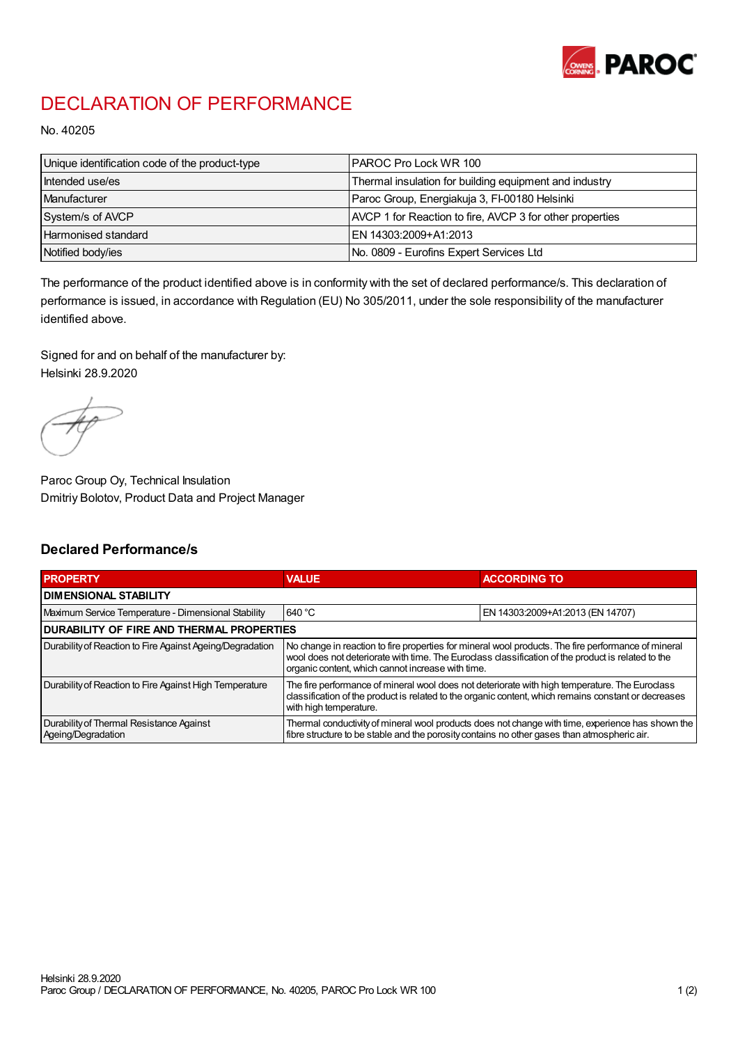# DECLARATION OF PERFORMANCE

No. 40205

| Unique identification code of the product-type | PAROC Pro Lock WR 100 |
|---|---|
| Intended use/es | Thermal insulation for building equipment and industry |
| Manufacturer | Paroc Group, Energiakuja 3, FI-00180 Helsinki |
| System/s of AVCP | AVCP 1 for Reaction to fire, AVCP 3 for other properties |
| Harmonised standard | EN 14303:2009+A1:2013 |
| Notified body/ies | No. 0809 - Eurofins Expert Services Ltd |

The performance of the product identified above is in conformity with the set of declared performance/s. This declaration of performance is issued, in accordance with Regulation (EU) No 305/2011, under the sole responsibility of the manufacturer identified above.

Signed for and on behalf of the manufacturer by:
Helsinki 28.9.2020

Paroc Group Oy, Technical Insulation
Dmitriy Bolotov, Product Data and Project Manager

## Declared Performance/s

| PROPERTY | VALUE | ACCORDING TO |
|---|---|---|
| **DIMENSIONAL STABILITY** | | |
| Maximum Service Temperature - Dimensional Stability | 640 °C | EN 14303:2009+A1:2013 (EN 14707) |
| **DURABILITY OF FIRE AND THERMAL PROPERTIES** | | |
| Durability of Reaction to Fire Against Ageing/Degradation | No change in reaction to fire properties for mineral wool products. The fire performance of mineral wool does not deteriorate with time. The Euroclass classification of the product is related to the organic content, which cannot increase with time. | |
| Durability of Reaction to Fire Against High Temperature | The fire performance of mineral wool does not deteriorate with high temperature. The Euroclass classification of the product is related to the organic content, which remains constant or decreases with high temperature. | |
| Durability of Thermal Resistance Against Ageing/Degradation | Thermal conductivity of mineral wool products does not change with time, experience has shown the fibre structure to be stable and the porosity contains no other gases than atmospheric air. | |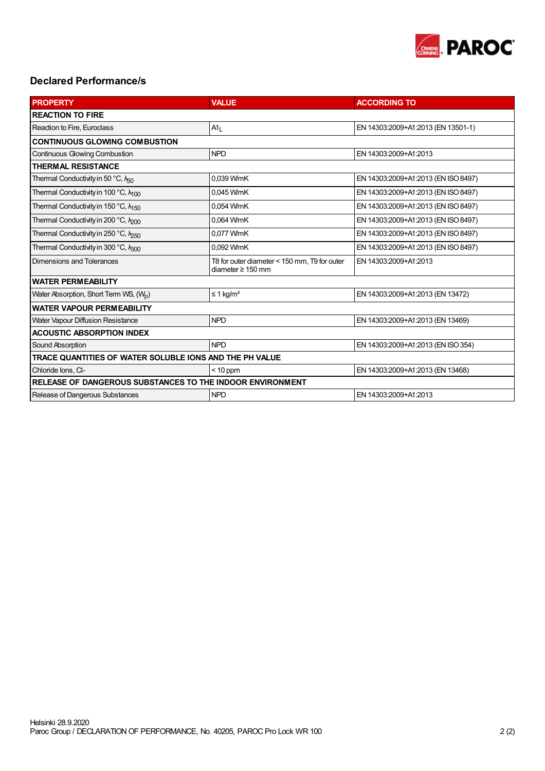## Declared Performance/s

| PROPERTY | VALUE | ACCORDING TO |
| --- | --- | --- |
| **REACTION TO FIRE** | | |
| Reaction to Fire, Euroclass | $A1_L$ | EN 14303:2009+A1:2013 (EN 13501-1) |
| **CONTINUOUS GLOWING COMBUSTION** | | |
| Continuous Glowing Combustion | NPD | EN 14303:2009+A1:2013 |
| **THERMAL RESISTANCE** | | |
| Thermal Conductivity in 50 °C, $\lambda_{50}$ | 0,039 W/mK | EN 14303:2009+A1:2013 (EN ISO 8497) |
| Thermal Conductivity in 100 °C, $\lambda_{100}$ | 0,045 W/mK | EN 14303:2009+A1:2013 (EN ISO 8497) |
| Thermal Conductivity in 150 °C, $\lambda_{150}$ | 0,054 W/mK | EN 14303:2009+A1:2013 (EN ISO 8497) |
| Thermal Conductivity in 200 °C, $\lambda_{200}$ | 0,064 W/mK | EN 14303:2009+A1:2013 (EN ISO 8497) |
| Thermal Conductivity in 250 °C, $\lambda_{250}$ | 0,077 W/mK | EN 14303:2009+A1:2013 (EN ISO 8497) |
| Thermal Conductivity in 300 °C, $\lambda_{300}$ | 0,092 W/mK | EN 14303:2009+A1:2013 (EN ISO 8497) |
| Dimensions and Tolerances | T8 for outer diameter < 150 mm, T9 for outer diameter ≥ 150 mm | EN 14303:2009+A1:2013 |
| **WATER PERMEABILITY** | | |
| Water Absorption, Short Term WS, ($W_p$) | ≤ 1 kg/m² | EN 14303:2009+A1:2013 (EN 13472) |
| **WATER VAPOUR PERMEABILITY** | | |
| Water Vapour Diffusion Resistance | NPD | EN 14303:2009+A1:2013 (EN 13469) |
| **ACOUSTIC ABSORPTION INDEX** | | |
| Sound Absorption | NPD | EN 14303:2009+A1:2013 (EN ISO 354) |
| **TRACE QUANTITIES OF WATER SOLUBLE IONS AND THE PH VALUE** | | |
| Chloride Ions, Cl- | < 10 ppm | EN 14303:2009+A1:2013 (EN 13468) |
| **RELEASE OF DANGEROUS SUBSTANCES TO THE INDOOR ENVIRONMENT** | | |
| Release of Dangerous Substances | NPD | EN 14303:2009+A1:2013 |

Helsinki 28.9.2020
Paroc Group / DECLARATION OF PERFORMANCE, No. 40205, PAROC Pro Lock WR 100